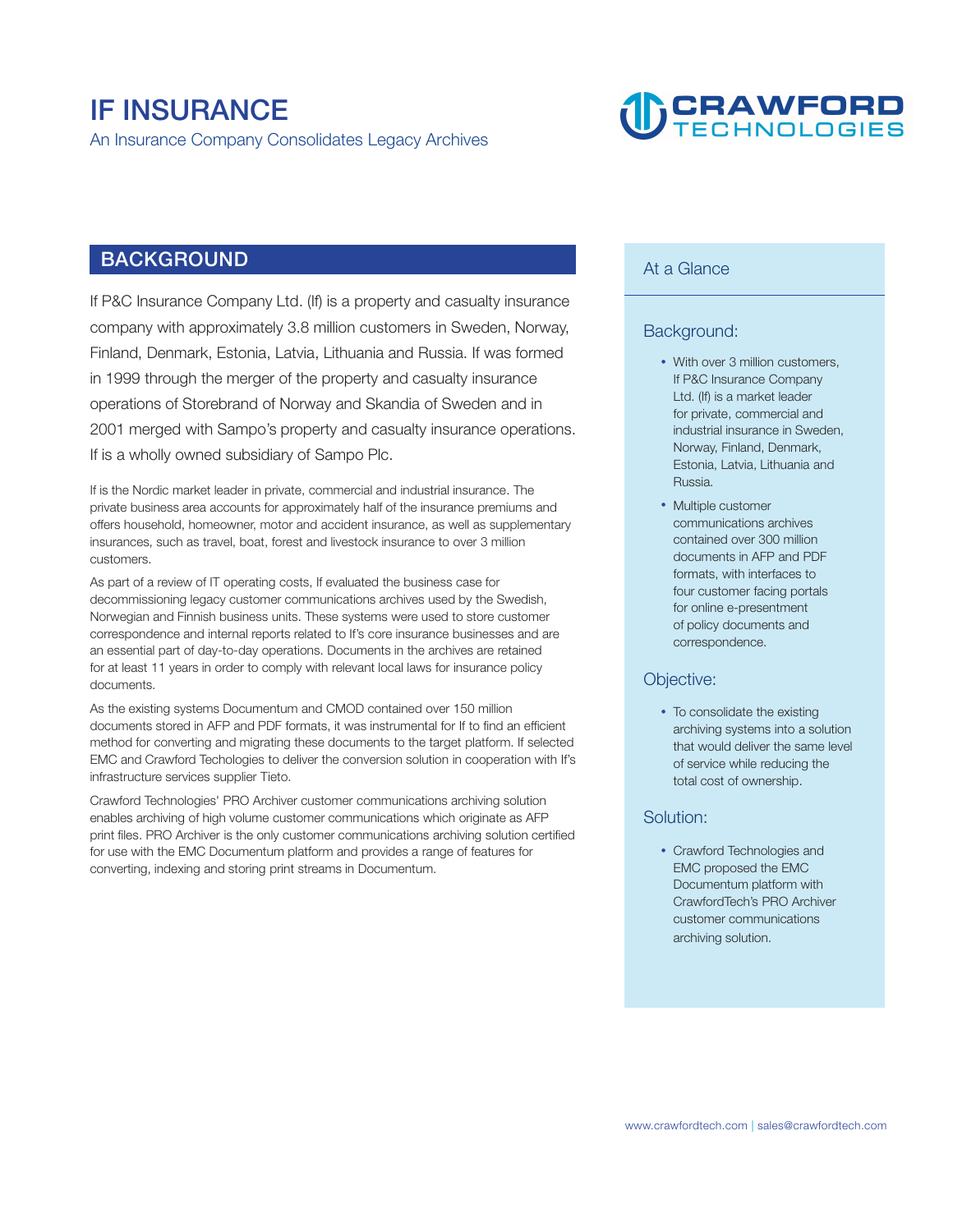# IF INSURANCE

An Insurance Company Consolidates Legacy Archives

CRAWFORD TECHNOLOGIES

## BACKGROUND

If P&C Insurance Company Ltd. (If) is a property and casualty insurance company with approximately 3.8 million customers in Sweden, Norway, Finland, Denmark, Estonia, Latvia, Lithuania and Russia. If was formed in 1999 through the merger of the property and casualty insurance operations of Storebrand of Norway and Skandia of Sweden and in 2001 merged with Sampo's property and casualty insurance operations. If is a wholly owned subsidiary of Sampo Plc.

If is the Nordic market leader in private, commercial and industrial insurance. The private business area accounts for approximately half of the insurance premiums and offers household, homeowner, motor and accident insurance, as well as supplementary insurances, such as travel, boat, forest and livestock insurance to over 3 million customers.

As part of a review of IT operating costs, If evaluated the business case for decommissioning legacy customer communications archives used by the Swedish, Norwegian and Finnish business units. These systems were used to store customer correspondence and internal reports related to If's core insurance businesses and are an essential part of day-to-day operations. Documents in the archives are retained for at least 11 years in order to comply with relevant local laws for insurance policy documents.

As the existing systems Documentum and CMOD contained over 150 million documents stored in AFP and PDF formats, it was instrumental for If to find an efficient method for converting and migrating these documents to the target platform. If selected EMC and Crawford Techologies to deliver the conversion solution in cooperation with If's infrastructure services supplier Tieto.

Crawford Technologies' PRO Archiver customer communications archiving solution enables archiving of high volume customer communications which originate as AFP print files. PRO Archiver is the only customer communications archiving solution certified for use with the EMC Documentum platform and provides a range of features for converting, indexing and storing print streams in Documentum.

## At a Glance

### Background:

- With over 3 million customers, If P&C Insurance Company Ltd. (If) is a market leader for private, commercial and industrial insurance in Sweden, Norway, Finland, Denmark, Estonia, Latvia, Lithuania and Russia.
- Multiple customer communications archives contained over 300 million documents in AFP and PDF formats, with interfaces to four customer facing portals for online e-presentment of policy documents and correspondence.

### Objective:

- To consolidate the existing archiving systems into a solution that would deliver the same level of service while reducing the total cost of ownership.

### Solution:

- Crawford Technologies and EMC proposed the EMC Documentum platform with CrawfordTech's PRO Archiver customer communications archiving solution.

www.crawfordtech.com | sales@crawfordtech.com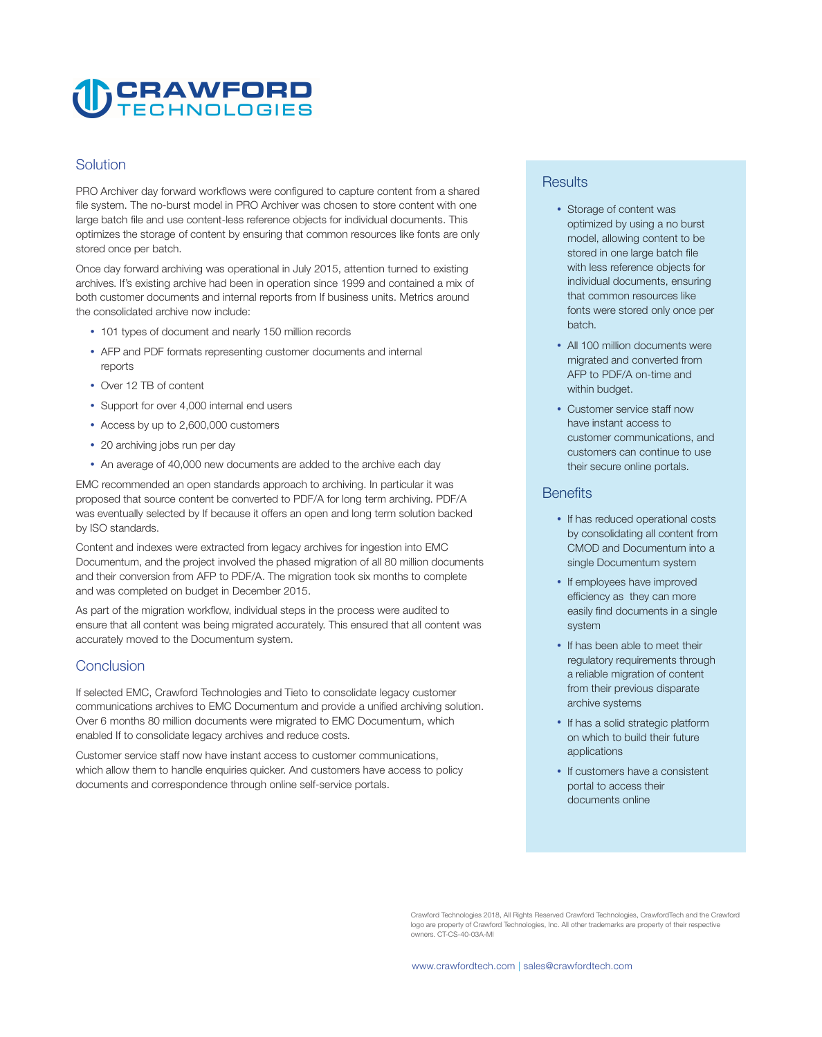# CRAWFORD TECHNOLOGIES

## Solution

PRO Archiver day forward workflows were configured to capture content from a shared file system. The no-burst model in PRO Archiver was chosen to store content with one large batch file and use content-less reference objects for individual documents. This optimizes the storage of content by ensuring that common resources like fonts are only stored once per batch.

Once day forward archiving was operational in July 2015, attention turned to existing archives. If's existing archive had been in operation since 1999 and contained a mix of both customer documents and internal reports from If business units. Metrics around the consolidated archive now include:

- 101 types of document and nearly 150 million records
- AFP and PDF formats representing customer documents and internal reports
- Over 12 TB of content
- Support for over 4,000 internal end users
- Access by up to 2,600,000 customers
- 20 archiving jobs run per day
- An average of 40,000 new documents are added to the archive each day

EMC recommended an open standards approach to archiving. In particular it was proposed that source content be converted to PDF/A for long term archiving. PDF/A was eventually selected by If because it offers an open and long term solution backed by ISO standards.

Content and indexes were extracted from legacy archives for ingestion into EMC Documentum, and the project involved the phased migration of all 80 million documents and their conversion from AFP to PDF/A. The migration took six months to complete and was completed on budget in December 2015.

As part of the migration workflow, individual steps in the process were audited to ensure that all content was being migrated accurately. This ensured that all content was accurately moved to the Documentum system.

## Conclusion

If selected EMC, Crawford Technologies and Tieto to consolidate legacy customer communications archives to EMC Documentum and provide a unified archiving solution. Over 6 months 80 million documents were migrated to EMC Documentum, which enabled If to consolidate legacy archives and reduce costs.

Customer service staff now have instant access to customer communications, which allow them to handle enquiries quicker. And customers have access to policy documents and correspondence through online self-service portals.

## Results

- Storage of content was optimized by using a no burst model, allowing content to be stored in one large batch file with less reference objects for individual documents, ensuring that common resources like fonts were stored only once per batch.
- All 100 million documents were migrated and converted from AFP to PDF/A on-time and within budget.
- Customer service staff now have instant access to customer communications, and customers can continue to use their secure online portals.

## Benefits

- If has reduced operational costs by consolidating all content from CMOD and Documentum into a single Documentum system
- If employees have improved efficiency as they can more easily find documents in a single system
- If has been able to meet their regulatory requirements through a reliable migration of content from their previous disparate archive systems
- If has a solid strategic platform on which to build their future applications
- If customers have a consistent portal to access their documents online

Crawford Technologies 2018, All Rights Reserved Crawford Technologies, CrawfordTech and the Crawford logo are property of Crawford Technologies, Inc. All other trademarks are property of their respective owners. CT-CS-40-03A-MI

www.crawfordtech.com | sales@crawfordtech.com